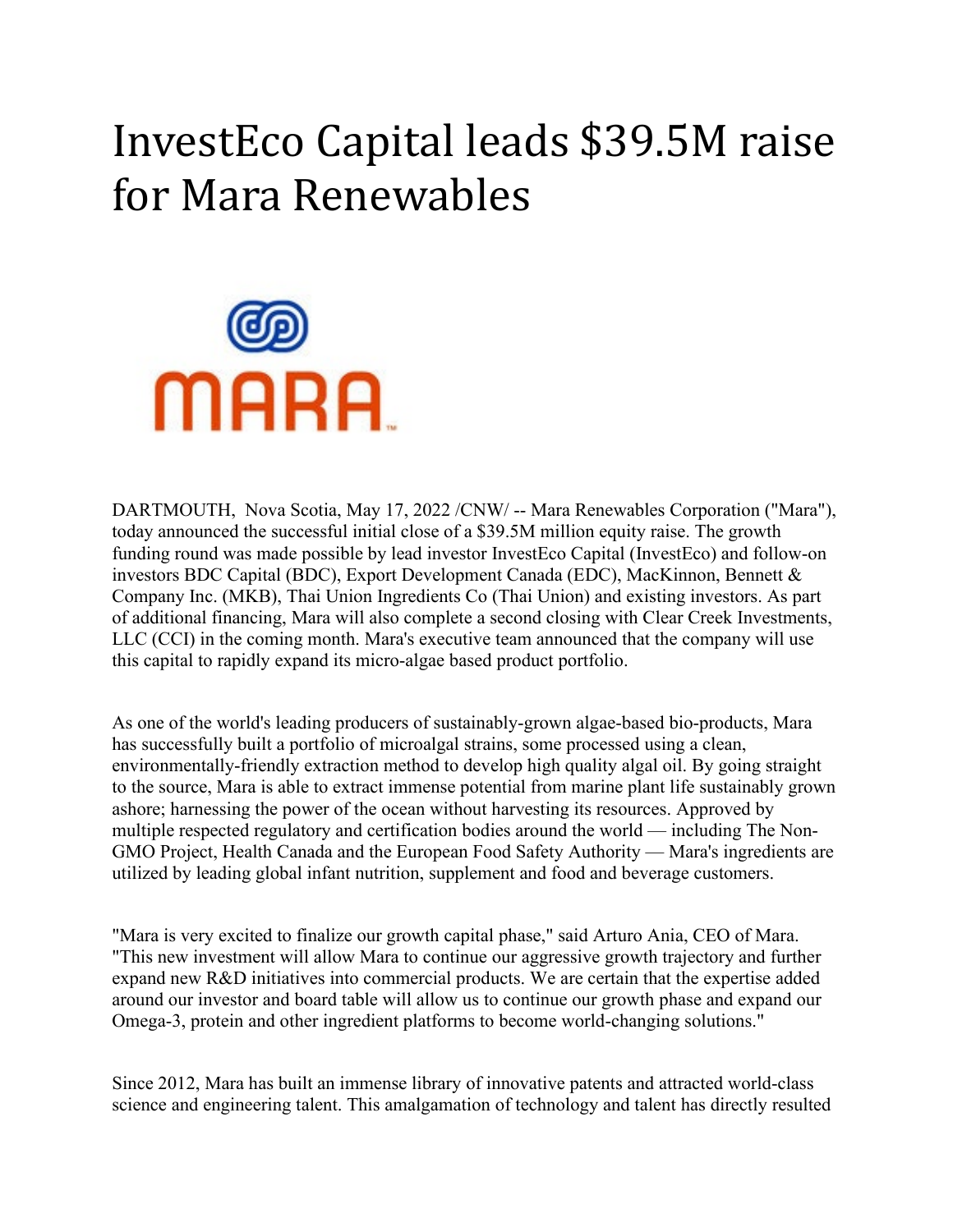# InvestEco Capital leads $39.5M raise for Mara Renewables

DARTMOUTH, Nova Scotia, May 17, 2022 /CNW/ -- Mara Renewables Corporation ("Mara"), today announced the successful initial close of a $39.5M million equity raise. The growth funding round was made possible by lead investor InvestEco Capital (InvestEco) and follow-on investors BDC Capital (BDC), Export Development Canada (EDC), MacKinnon, Bennett & Company Inc. (MKB), Thai Union Ingredients Co (Thai Union) and existing investors. As part of additional financing, Mara will also complete a second closing with Clear Creek Investments, LLC (CCI) in the coming month. Mara's executive team announced that the company will use this capital to rapidly expand its micro-algae based product portfolio.

As one of the world's leading producers of sustainably-grown algae-based bio-products, Mara has successfully built a portfolio of microalgal strains, some processed using a clean, environmentally-friendly extraction method to develop high quality algal oil. By going straight to the source, Mara is able to extract immense potential from marine plant life sustainably grown ashore; harnessing the power of the ocean without harvesting its resources. Approved by multiple respected regulatory and certification bodies around the world — including The Non-GMO Project, Health Canada and the European Food Safety Authority — Mara's ingredients are utilized by leading global infant nutrition, supplement and food and beverage customers.

"Mara is very excited to finalize our growth capital phase," said Arturo Ania, CEO of Mara. "This new investment will allow Mara to continue our aggressive growth trajectory and further expand new R&D initiatives into commercial products. We are certain that the expertise added around our investor and board table will allow us to continue our growth phase and expand our Omega-3, protein and other ingredient platforms to become world-changing solutions."

Since 2012, Mara has built an immense library of innovative patents and attracted world-class science and engineering talent. This amalgamation of technology and talent has directly resulted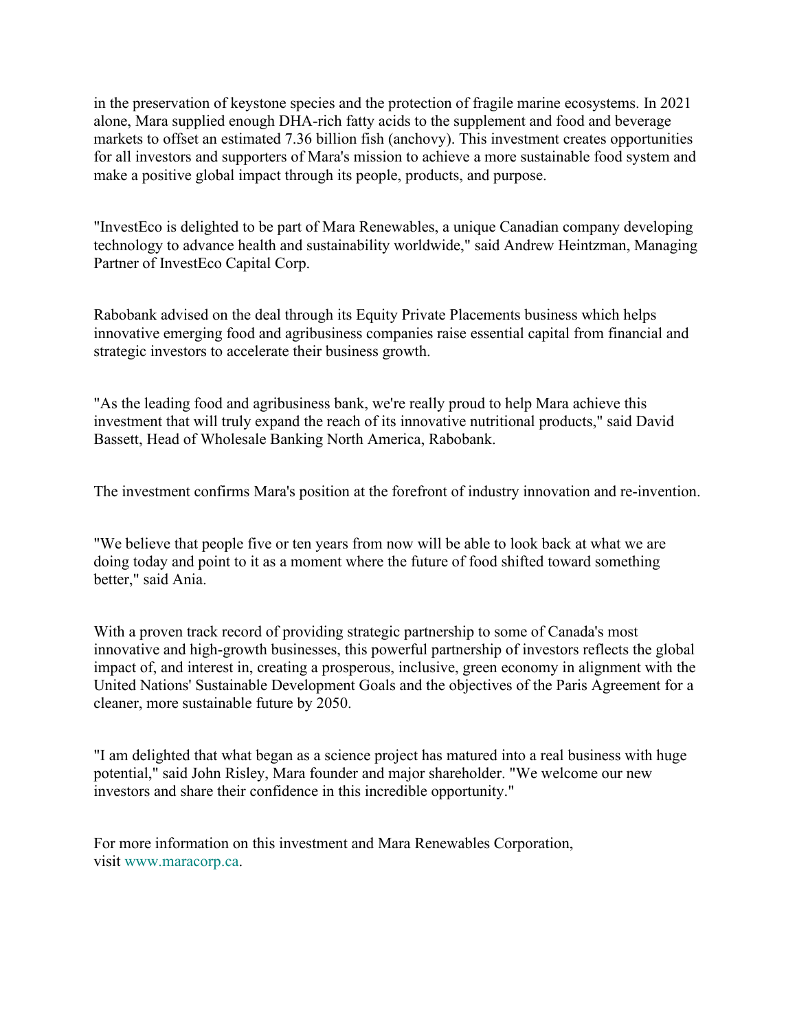in the preservation of keystone species and the protection of fragile marine ecosystems. In 2021 alone, Mara supplied enough DHA-rich fatty acids to the supplement and food and beverage markets to offset an estimated 7.36 billion fish (anchovy). This investment creates opportunities for all investors and supporters of Mara's mission to achieve a more sustainable food system and make a positive global impact through its people, products, and purpose.

"InvestEco is delighted to be part of Mara Renewables, a unique Canadian company developing technology to advance health and sustainability worldwide," said Andrew Heintzman, Managing Partner of InvestEco Capital Corp.

Rabobank advised on the deal through its Equity Private Placements business which helps innovative emerging food and agribusiness companies raise essential capital from financial and strategic investors to accelerate their business growth.

"As the leading food and agribusiness bank, we're really proud to help Mara achieve this investment that will truly expand the reach of its innovative nutritional products," said David Bassett, Head of Wholesale Banking North America, Rabobank.

The investment confirms Mara's position at the forefront of industry innovation and re-invention.

"We believe that people five or ten years from now will be able to look back at what we are doing today and point to it as a moment where the future of food shifted toward something better," said Ania.

With a proven track record of providing strategic partnership to some of Canada's most innovative and high-growth businesses, this powerful partnership of investors reflects the global impact of, and interest in, creating a prosperous, inclusive, green economy in alignment with the United Nations' Sustainable Development Goals and the objectives of the Paris Agreement for a cleaner, more sustainable future by 2050.

"I am delighted that what began as a science project has matured into a real business with huge potential," said John Risley, Mara founder and major shareholder. "We welcome our new investors and share their confidence in this incredible opportunity."

For more information on this investment and Mara Renewables Corporation, visit www.maracorp.ca.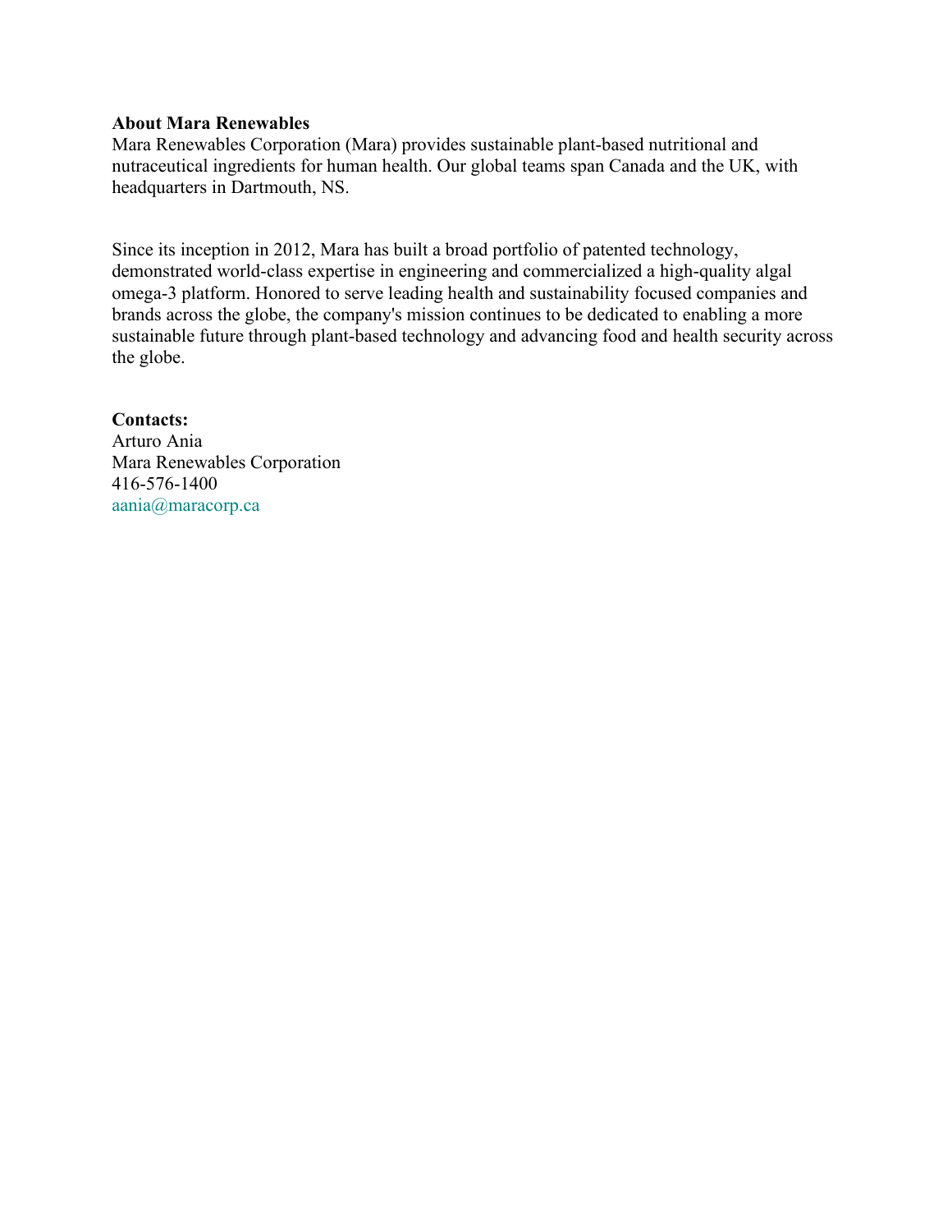**About Mara Renewables**

Mara Renewables Corporation (Mara) provides sustainable plant-based nutritional and nutraceutical ingredients for human health. Our global teams span Canada and the UK, with headquarters in Dartmouth, NS.

Since its inception in 2012, Mara has built a broad portfolio of patented technology, demonstrated world-class expertise in engineering and commercialized a high-quality algal omega-3 platform. Honored to serve leading health and sustainability focused companies and brands across the globe, the company's mission continues to be dedicated to enabling a more sustainable future through plant-based technology and advancing food and health security across the globe.

**Contacts:**

Arturo Ania
Mara Renewables Corporation
416-576-1400
aania@maracorp.ca